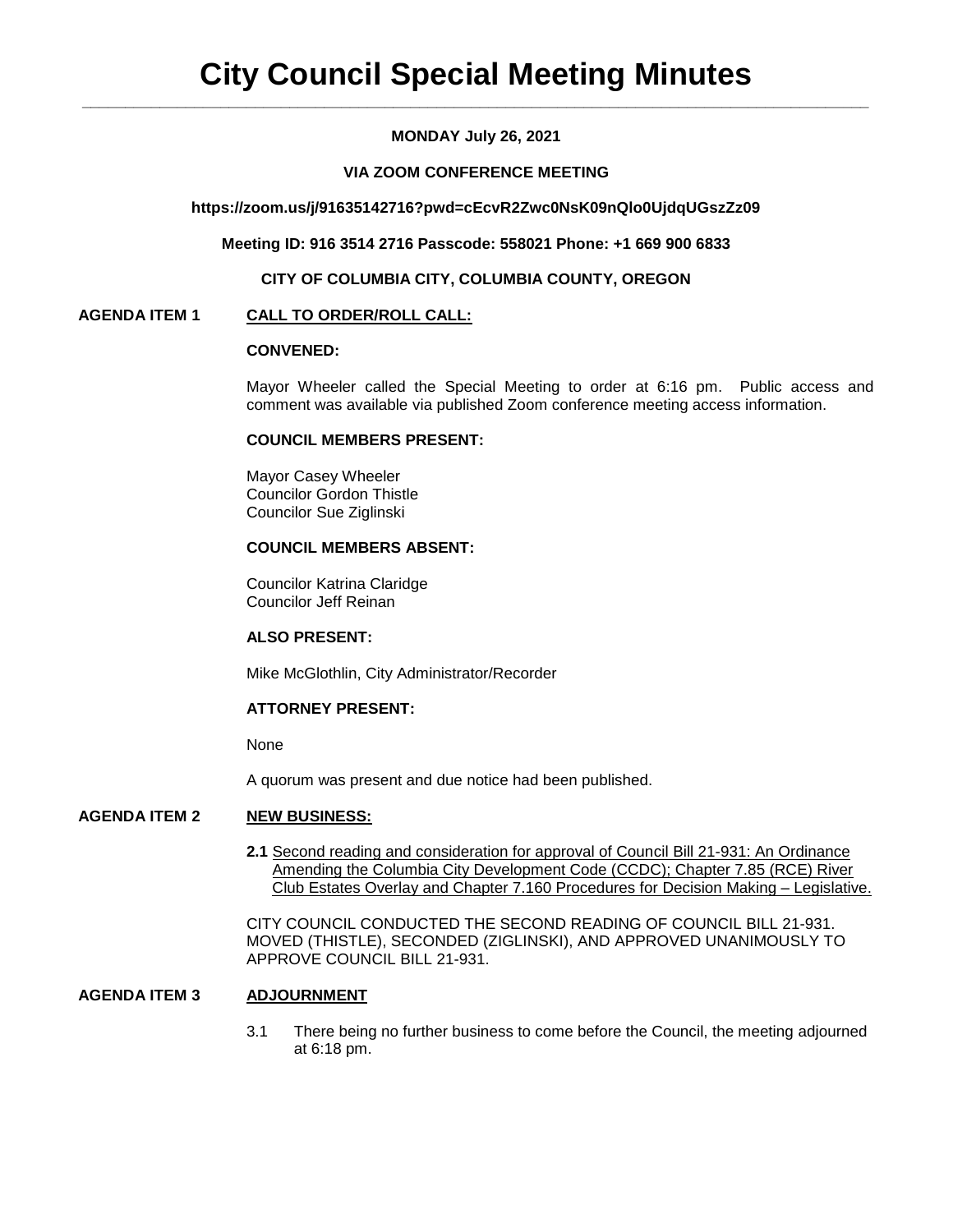# City Council Special Meeting Minutes

**MONDAY July 26, 2021**

**VIA ZOOM CONFERENCE MEETING**

**https://zoom.us/j/91635142716?pwd=cEcvR2Zwc0NsK09nQlo0UjdqUGszZz09**

**Meeting ID: 916 3514 2716 Passcode: 558021 Phone: +1 669 900 6833**

**CITY OF COLUMBIA CITY, COLUMBIA COUNTY, OREGON**

**AGENDA ITEM 1 CALL TO ORDER/ROLL CALL:**

**CONVENED:**

Mayor Wheeler called the Special Meeting to order at 6:16 pm. Public access and comment was available via published Zoom conference meeting access information.

**COUNCIL MEMBERS PRESENT:**

Mayor Casey Wheeler
Councilor Gordon Thistle
Councilor Sue Ziglinski

**COUNCIL MEMBERS ABSENT:**

Councilor Katrina Claridge
Councilor Jeff Reinan

**ALSO PRESENT:**

Mike McGlothlin, City Administrator/Recorder

**ATTORNEY PRESENT:**

None

A quorum was present and due notice had been published.

**AGENDA ITEM 2 NEW BUSINESS:**

**2.1** Second reading and consideration for approval of Council Bill 21-931: An Ordinance Amending the Columbia City Development Code (CCDC); Chapter 7.85 (RCE) River Club Estates Overlay and Chapter 7.160 Procedures for Decision Making – Legislative.

CITY COUNCIL CONDUCTED THE SECOND READING OF COUNCIL BILL 21-931. MOVED (THISTLE), SECONDED (ZIGLINSKI), AND APPROVED UNANIMOUSLY TO APPROVE COUNCIL BILL 21-931.

**AGENDA ITEM 3 ADJOURNMENT**

3.1 There being no further business to come before the Council, the meeting adjourned at 6:18 pm.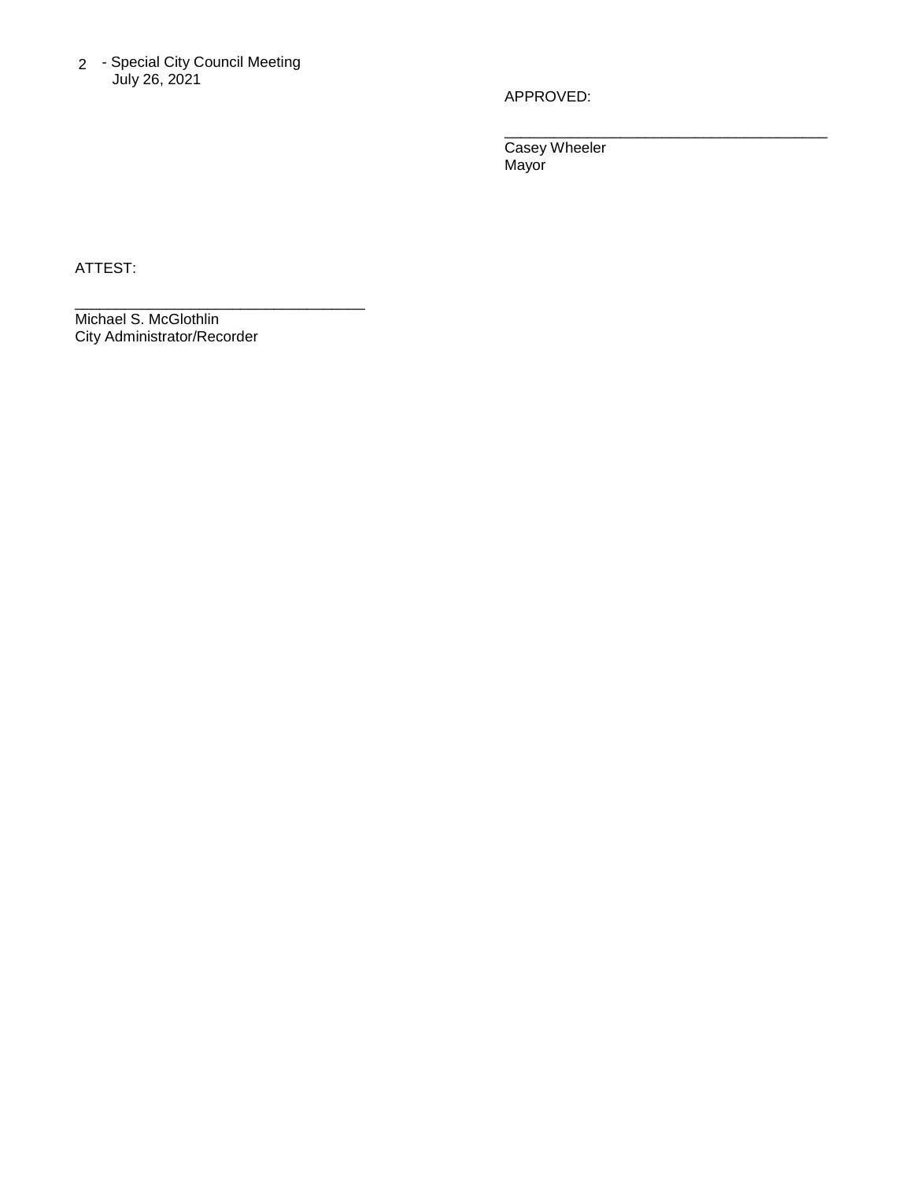APPROVED:

\_\_\_\_\_\_\_\_\_\_\_\_\_\_\_\_\_\_\_\_\_\_\_\_\_\_\_\_\_\_\_\_\_\_\_\_\_\_\_\_
Casey Wheeler
Mayor

ATTEST:

\_\_\_\_\_\_\_\_\_\_\_\_\_\_\_\_\_\_\_\_\_\_\_\_\_\_\_\_\_\_\_\_\_\_\_\_
Michael S. McGlothlin
City Administrator/Recorder